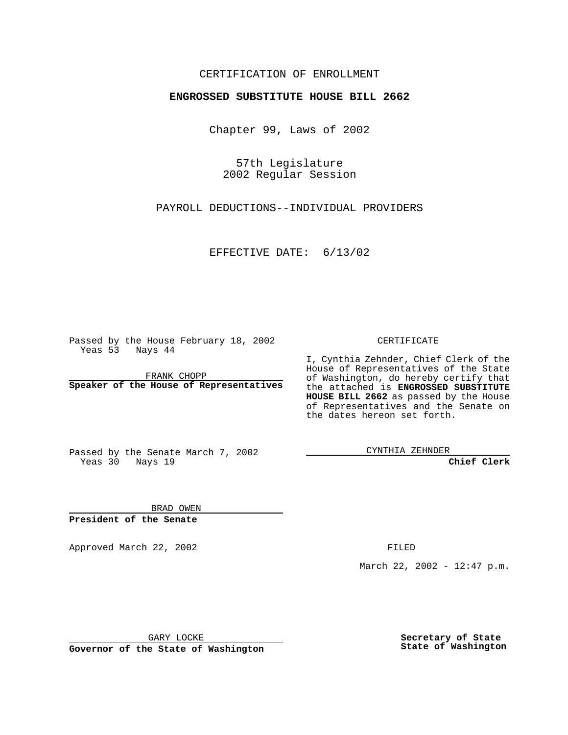CERTIFICATION OF ENROLLMENT

**ENGROSSED SUBSTITUTE HOUSE BILL 2662**

Chapter 99, Laws of 2002

57th Legislature
2002 Regular Session

PAYROLL DEDUCTIONS--INDIVIDUAL PROVIDERS

EFFECTIVE DATE: 6/13/02

Passed by the House February 18, 2002
Yeas 53 Nays 44

FRANK CHOPP
**Speaker of the House of Representatives**

Passed by the Senate March 7, 2002
Yeas 30 Nays 19

BRAD OWEN
**President of the Senate**

Approved March 22, 2002

GARY LOCKE
**Governor of the State of Washington**

CERTIFICATE

I, Cynthia Zehnder, Chief Clerk of the House of Representatives of the State of Washington, do hereby certify that the attached is **ENGROSSED SUBSTITUTE HOUSE BILL 2662** as passed by the House of Representatives and the Senate on the dates hereon set forth.

CYNTHIA ZEHNDER
**Chief Clerk**

FILED

March 22, 2002 - 12:47 p.m.

**Secretary of State**
**State of Washington**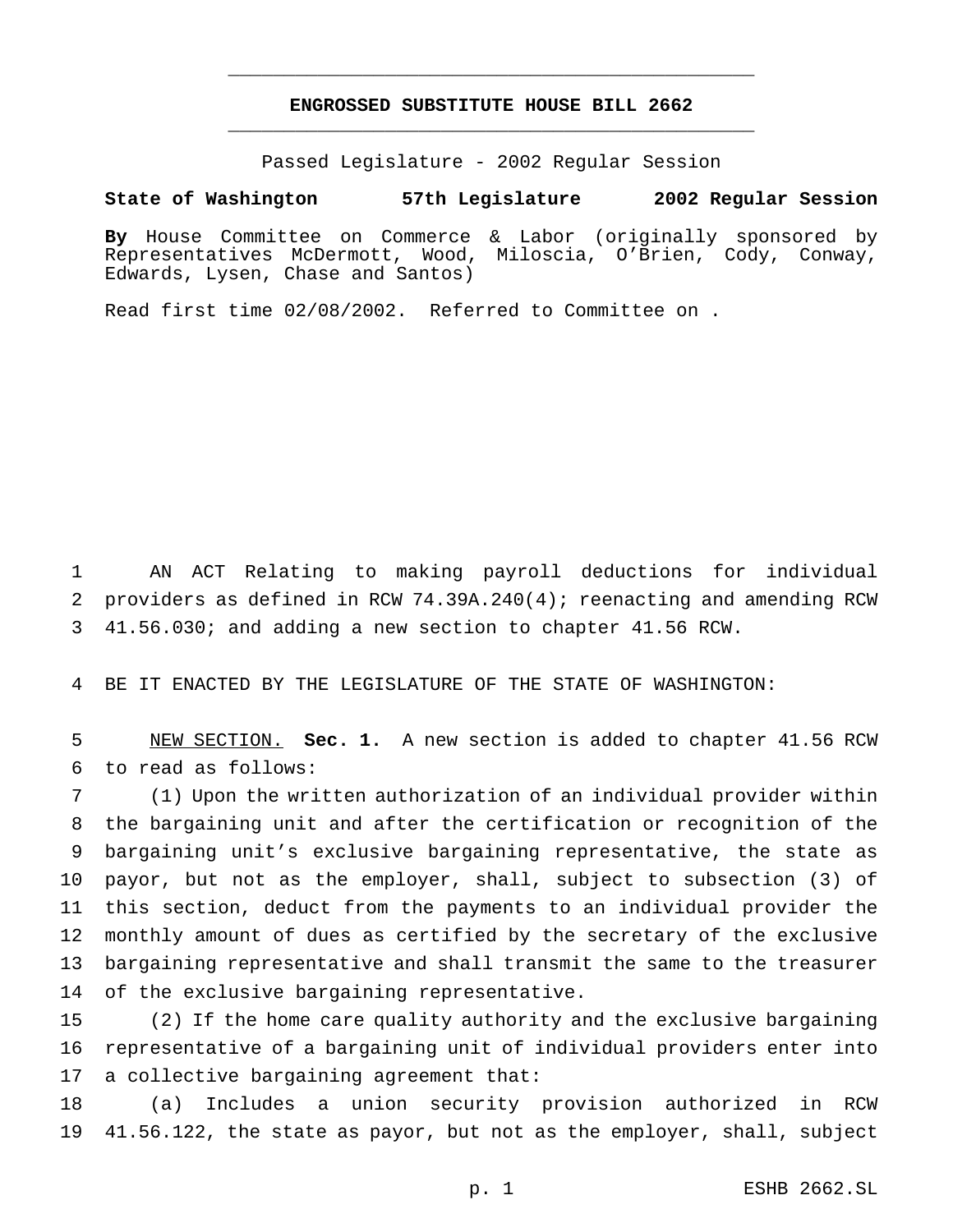# ENGROSSED SUBSTITUTE HOUSE BILL 2662

Passed Legislature - 2002 Regular Session

**State of Washington 57th Legislature 2002 Regular Session**

**By** House Committee on Commerce & Labor (originally sponsored by Representatives McDermott, Wood, Miloscia, O'Brien, Cody, Conway, Edwards, Lysen, Chase and Santos)

Read first time 02/08/2002. Referred to Committee on .

AN ACT Relating to making payroll deductions for individual providers as defined in RCW 74.39A.240(4); reenacting and amending RCW 41.56.030; and adding a new section to chapter 41.56 RCW.

BE IT ENACTED BY THE LEGISLATURE OF THE STATE OF WASHINGTON:

NEW SECTION. **Sec. 1.** A new section is added to chapter 41.56 RCW to read as follows:

(1) Upon the written authorization of an individual provider within the bargaining unit and after the certification or recognition of the bargaining unit's exclusive bargaining representative, the state as payor, but not as the employer, shall, subject to subsection (3) of this section, deduct from the payments to an individual provider the monthly amount of dues as certified by the secretary of the exclusive bargaining representative and shall transmit the same to the treasurer of the exclusive bargaining representative.

(2) If the home care quality authority and the exclusive bargaining representative of a bargaining unit of individual providers enter into a collective bargaining agreement that:

(a) Includes a union security provision authorized in RCW 41.56.122, the state as payor, but not as the employer, shall, subject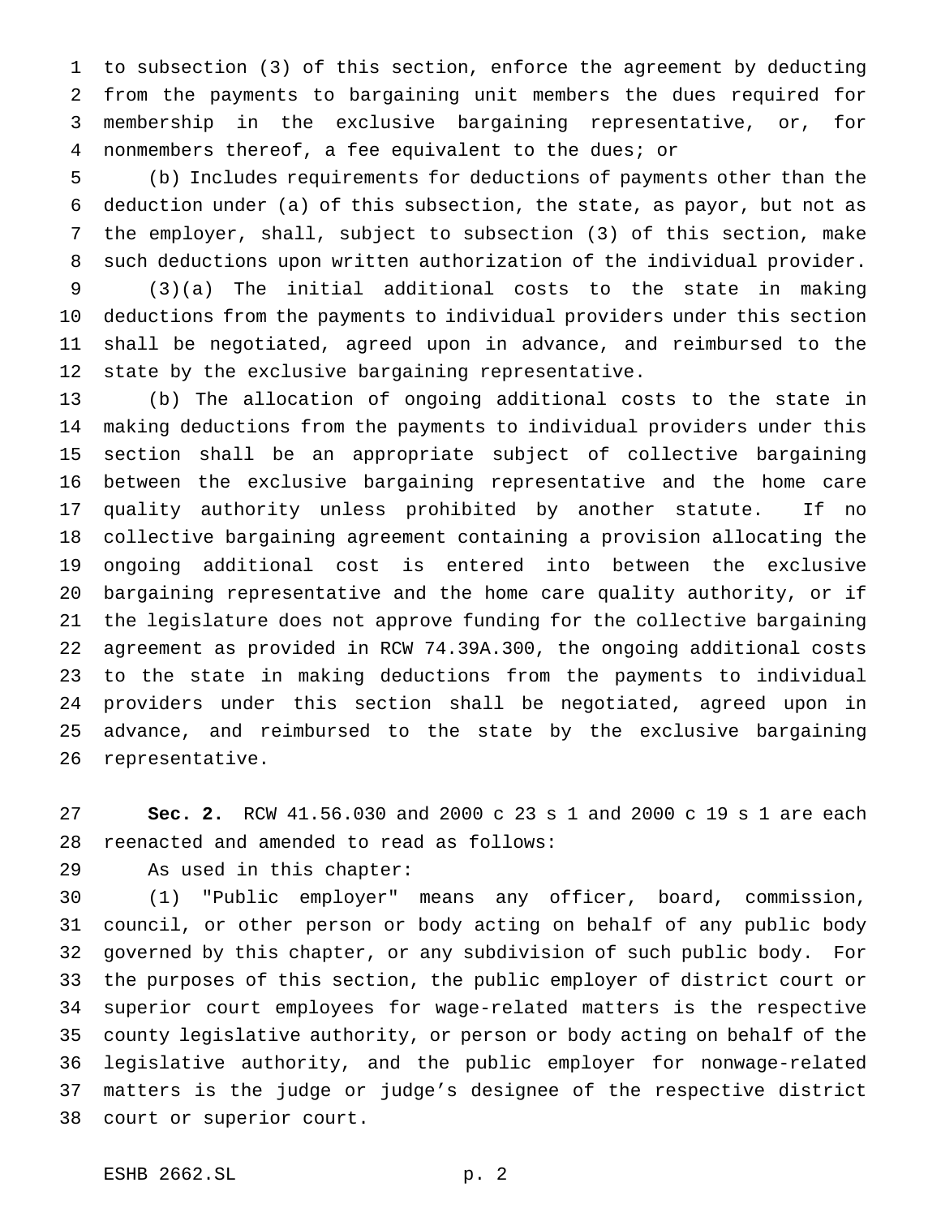to subsection (3) of this section, enforce the agreement by deducting from the payments to bargaining unit members the dues required for membership in the exclusive bargaining representative, or, for nonmembers thereof, a fee equivalent to the dues; or

(b) Includes requirements for deductions of payments other than the deduction under (a) of this subsection, the state, as payor, but not as the employer, shall, subject to subsection (3) of this section, make such deductions upon written authorization of the individual provider.

(3)(a) The initial additional costs to the state in making deductions from the payments to individual providers under this section shall be negotiated, agreed upon in advance, and reimbursed to the state by the exclusive bargaining representative.

(b) The allocation of ongoing additional costs to the state in making deductions from the payments to individual providers under this section shall be an appropriate subject of collective bargaining between the exclusive bargaining representative and the home care quality authority unless prohibited by another statute. If no collective bargaining agreement containing a provision allocating the ongoing additional cost is entered into between the exclusive bargaining representative and the home care quality authority, or if the legislature does not approve funding for the collective bargaining agreement as provided in RCW 74.39A.300, the ongoing additional costs to the state in making deductions from the payments to individual providers under this section shall be negotiated, agreed upon in advance, and reimbursed to the state by the exclusive bargaining representative.

**Sec. 2.** RCW 41.56.030 and 2000 c 23 s 1 and 2000 c 19 s 1 are each reenacted and amended to read as follows:

As used in this chapter:

(1) "Public employer" means any officer, board, commission, council, or other person or body acting on behalf of any public body governed by this chapter, or any subdivision of such public body. For the purposes of this section, the public employer of district court or superior court employees for wage-related matters is the respective county legislative authority, or person or body acting on behalf of the legislative authority, and the public employer for nonwage-related matters is the judge or judge's designee of the respective district court or superior court.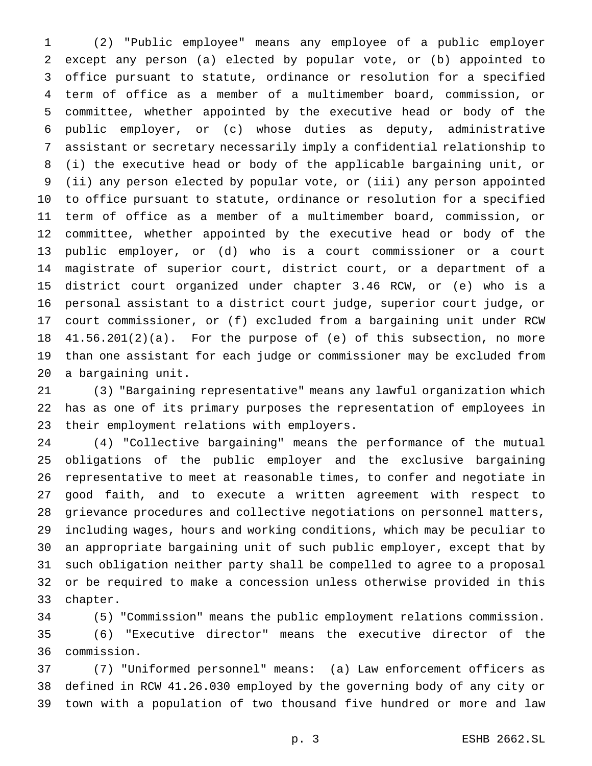(2) "Public employee" means any employee of a public employer except any person (a) elected by popular vote, or (b) appointed to office pursuant to statute, ordinance or resolution for a specified term of office as a member of a multimember board, commission, or committee, whether appointed by the executive head or body of the public employer, or (c) whose duties as deputy, administrative assistant or secretary necessarily imply a confidential relationship to (i) the executive head or body of the applicable bargaining unit, or (ii) any person elected by popular vote, or (iii) any person appointed to office pursuant to statute, ordinance or resolution for a specified term of office as a member of a multimember board, commission, or committee, whether appointed by the executive head or body of the public employer, or (d) who is a court commissioner or a court magistrate of superior court, district court, or a department of a district court organized under chapter 3.46 RCW, or (e) who is a personal assistant to a district court judge, superior court judge, or court commissioner, or (f) excluded from a bargaining unit under RCW 41.56.201(2)(a). For the purpose of (e) of this subsection, no more than one assistant for each judge or commissioner may be excluded from a bargaining unit.

(3) "Bargaining representative" means any lawful organization which has as one of its primary purposes the representation of employees in their employment relations with employers.

(4) "Collective bargaining" means the performance of the mutual obligations of the public employer and the exclusive bargaining representative to meet at reasonable times, to confer and negotiate in good faith, and to execute a written agreement with respect to grievance procedures and collective negotiations on personnel matters, including wages, hours and working conditions, which may be peculiar to an appropriate bargaining unit of such public employer, except that by such obligation neither party shall be compelled to agree to a proposal or be required to make a concession unless otherwise provided in this chapter.

(5) "Commission" means the public employment relations commission.

(6) "Executive director" means the executive director of the commission.

(7) "Uniformed personnel" means: (a) Law enforcement officers as defined in RCW 41.26.030 employed by the governing body of any city or town with a population of two thousand five hundred or more and law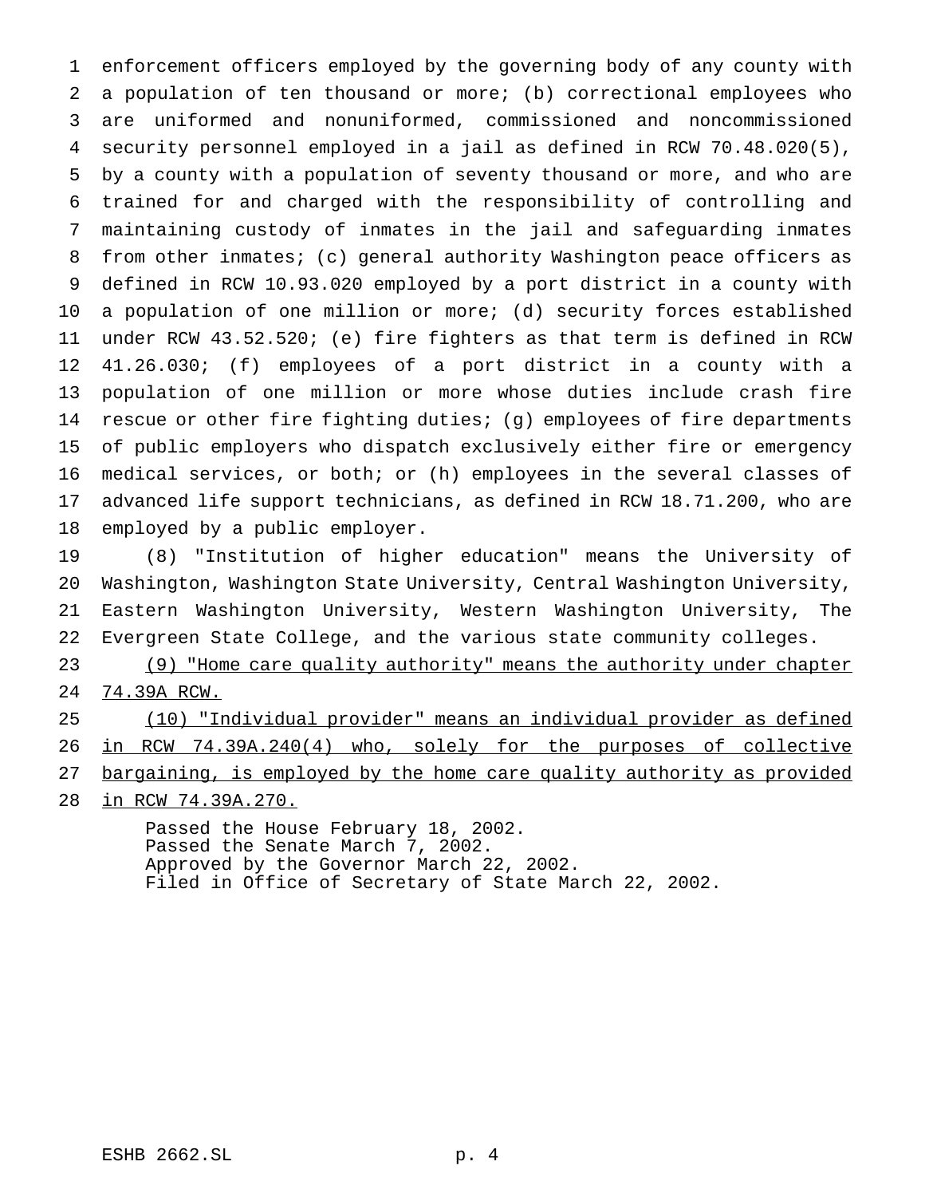enforcement officers employed by the governing body of any county with a population of ten thousand or more; (b) correctional employees who are uniformed and nonuniformed, commissioned and noncommissioned security personnel employed in a jail as defined in RCW 70.48.020(5), by a county with a population of seventy thousand or more, and who are trained for and charged with the responsibility of controlling and maintaining custody of inmates in the jail and safeguarding inmates from other inmates; (c) general authority Washington peace officers as defined in RCW 10.93.020 employed by a port district in a county with a population of one million or more; (d) security forces established under RCW 43.52.520; (e) fire fighters as that term is defined in RCW 41.26.030; (f) employees of a port district in a county with a population of one million or more whose duties include crash fire rescue or other fire fighting duties; (g) employees of fire departments of public employers who dispatch exclusively either fire or emergency medical services, or both; or (h) employees in the several classes of advanced life support technicians, as defined in RCW 18.71.200, who are employed by a public employer.

(8) "Institution of higher education" means the University of Washington, Washington State University, Central Washington University, Eastern Washington University, Western Washington University, The Evergreen State College, and the various state community colleges.

<u>(9) "Home care quality authority" means the authority under chapter 74.39A RCW.</u>

<u>(10) "Individual provider" means an individual provider as defined in RCW 74.39A.240(4) who, solely for the purposes of collective bargaining, is employed by the home care quality authority as provided in RCW 74.39A.270.</u>

Passed the House February 18, 2002.
Passed the Senate March 7, 2002.
Approved by the Governor March 22, 2002.
Filed in Office of Secretary of State March 22, 2002.